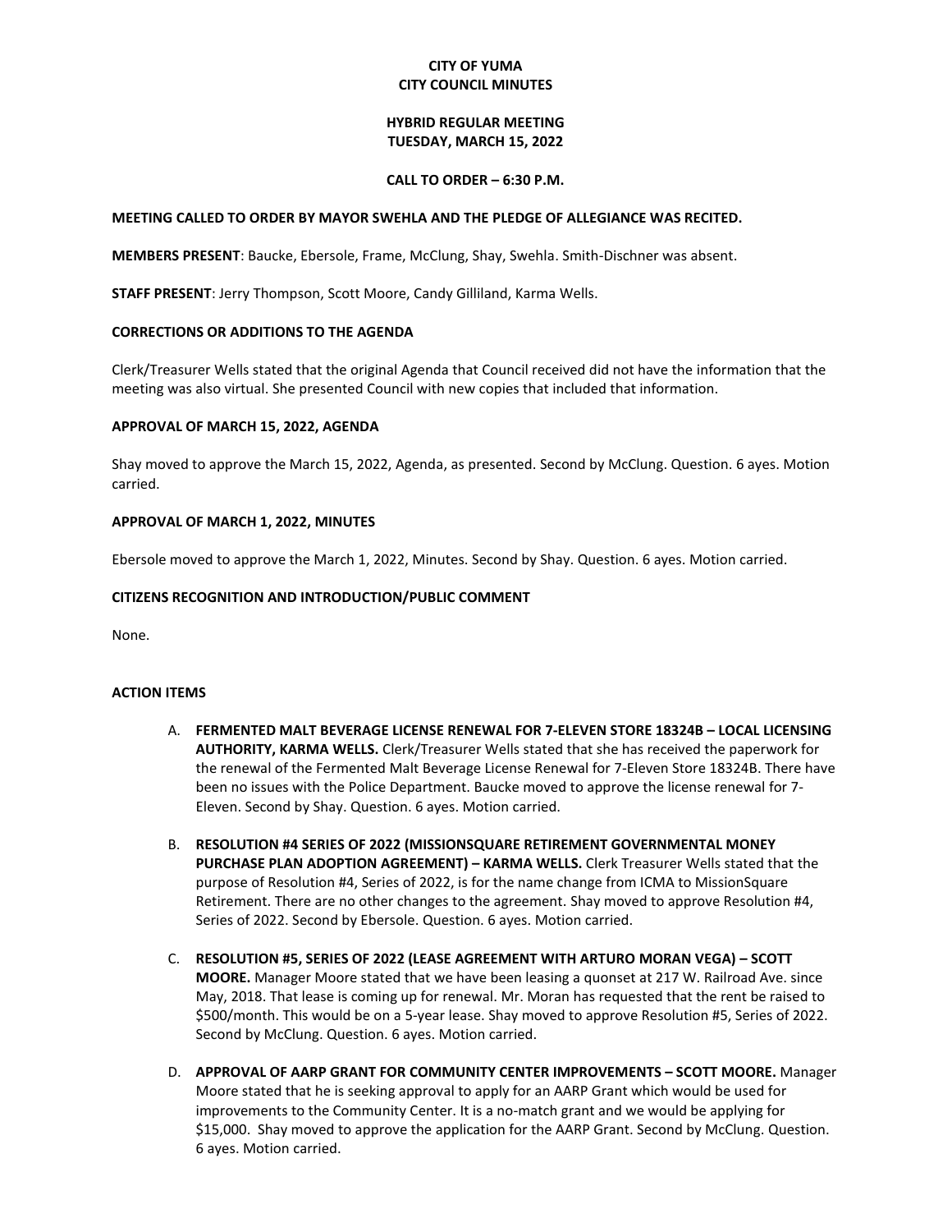# CITY OF YUMA
# CITY COUNCIL MINUTES

## HYBRID REGULAR MEETING
## TUESDAY, MARCH 15, 2022

### CALL TO ORDER – 6:30 P.M.

**MEETING CALLED TO ORDER BY MAYOR SWEHLA AND THE PLEDGE OF ALLEGIANCE WAS RECITED.**

**MEMBERS PRESENT**: Baucke, Ebersole, Frame, McClung, Shay, Swehla. Smith-Dischner was absent.

**STAFF PRESENT**: Jerry Thompson, Scott Moore, Candy Gilliland, Karma Wells.

**CORRECTIONS OR ADDITIONS TO THE AGENDA**

Clerk/Treasurer Wells stated that the original Agenda that Council received did not have the information that the meeting was also virtual. She presented Council with new copies that included that information.

**APPROVAL OF MARCH 15, 2022, AGENDA**

Shay moved to approve the March 15, 2022, Agenda, as presented. Second by McClung. Question. 6 ayes. Motion carried.

**APPROVAL OF MARCH 1, 2022, MINUTES**

Ebersole moved to approve the March 1, 2022, Minutes. Second by Shay. Question. 6 ayes. Motion carried.

**CITIZENS RECOGNITION AND INTRODUCTION/PUBLIC COMMENT**

None.

**ACTION ITEMS**

A. **FERMENTED MALT BEVERAGE LICENSE RENEWAL FOR 7-ELEVEN STORE 18324B – LOCAL LICENSING AUTHORITY, KARMA WELLS.** Clerk/Treasurer Wells stated that she has received the paperwork for the renewal of the Fermented Malt Beverage License Renewal for 7-Eleven Store 18324B. There have been no issues with the Police Department. Baucke moved to approve the license renewal for 7-Eleven. Second by Shay. Question. 6 ayes. Motion carried.

B. **RESOLUTION #4 SERIES OF 2022 (MISSIONSQUARE RETIREMENT GOVERNMENTAL MONEY PURCHASE PLAN ADOPTION AGREEMENT) – KARMA WELLS.** Clerk Treasurer Wells stated that the purpose of Resolution #4, Series of 2022, is for the name change from ICMA to MissionSquare Retirement. There are no other changes to the agreement. Shay moved to approve Resolution #4, Series of 2022. Second by Ebersole. Question. 6 ayes. Motion carried.

C. **RESOLUTION #5, SERIES OF 2022 (LEASE AGREEMENT WITH ARTURO MORAN VEGA) – SCOTT MOORE.** Manager Moore stated that we have been leasing a quonset at 217 W. Railroad Ave. since May, 2018. That lease is coming up for renewal. Mr. Moran has requested that the rent be raised to $500/month. This would be on a 5-year lease. Shay moved to approve Resolution #5, Series of 2022. Second by McClung. Question. 6 ayes. Motion carried.

D. **APPROVAL OF AARP GRANT FOR COMMUNITY CENTER IMPROVEMENTS – SCOTT MOORE.** Manager Moore stated that he is seeking approval to apply for an AARP Grant which would be used for improvements to the Community Center. It is a no-match grant and we would be applying for $15,000. Shay moved to approve the application for the AARP Grant. Second by McClung. Question. 6 ayes. Motion carried.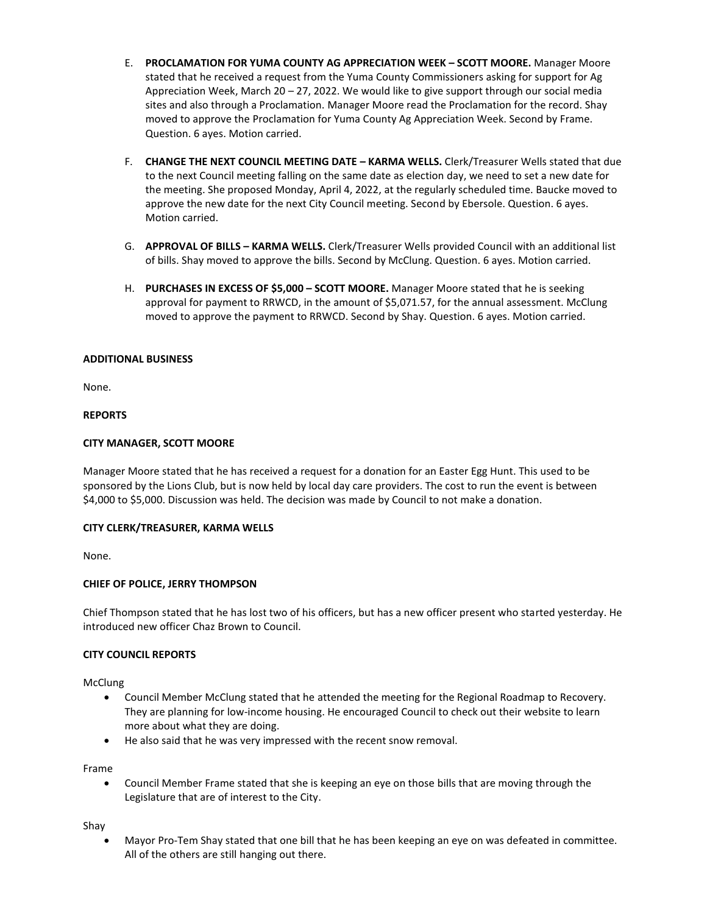E. **PROCLAMATION FOR YUMA COUNTY AG APPRECIATION WEEK – SCOTT MOORE.** Manager Moore stated that he received a request from the Yuma County Commissioners asking for support for Ag Appreciation Week, March 20 – 27, 2022. We would like to give support through our social media sites and also through a Proclamation. Manager Moore read the Proclamation for the record. Shay moved to approve the Proclamation for Yuma County Ag Appreciation Week. Second by Frame. Question. 6 ayes. Motion carried.

F. **CHANGE THE NEXT COUNCIL MEETING DATE – KARMA WELLS.** Clerk/Treasurer Wells stated that due to the next Council meeting falling on the same date as election day, we need to set a new date for the meeting. She proposed Monday, April 4, 2022, at the regularly scheduled time. Baucke moved to approve the new date for the next City Council meeting. Second by Ebersole. Question. 6 ayes. Motion carried.

G. **APPROVAL OF BILLS – KARMA WELLS.** Clerk/Treasurer Wells provided Council with an additional list of bills. Shay moved to approve the bills. Second by McClung. Question. 6 ayes. Motion carried.

H. **PURCHASES IN EXCESS OF $5,000 – SCOTT MOORE.** Manager Moore stated that he is seeking approval for payment to RRWCD, in the amount of $5,071.57, for the annual assessment. McClung moved to approve the payment to RRWCD. Second by Shay. Question. 6 ayes. Motion carried.

**ADDITIONAL BUSINESS**

None.

**REPORTS**

**CITY MANAGER, SCOTT MOORE**

Manager Moore stated that he has received a request for a donation for an Easter Egg Hunt. This used to be sponsored by the Lions Club, but is now held by local day care providers. The cost to run the event is between $4,000 to $5,000. Discussion was held. The decision was made by Council to not make a donation.

**CITY CLERK/TREASURER, KARMA WELLS**

None.

**CHIEF OF POLICE, JERRY THOMPSON**

Chief Thompson stated that he has lost two of his officers, but has a new officer present who started yesterday. He introduced new officer Chaz Brown to Council.

**CITY COUNCIL REPORTS**

McClung

- Council Member McClung stated that he attended the meeting for the Regional Roadmap to Recovery. They are planning for low-income housing. He encouraged Council to check out their website to learn more about what they are doing.
- He also said that he was very impressed with the recent snow removal.

Frame

- Council Member Frame stated that she is keeping an eye on those bills that are moving through the Legislature that are of interest to the City.

Shay

- Mayor Pro-Tem Shay stated that one bill that he has been keeping an eye on was defeated in committee. All of the others are still hanging out there.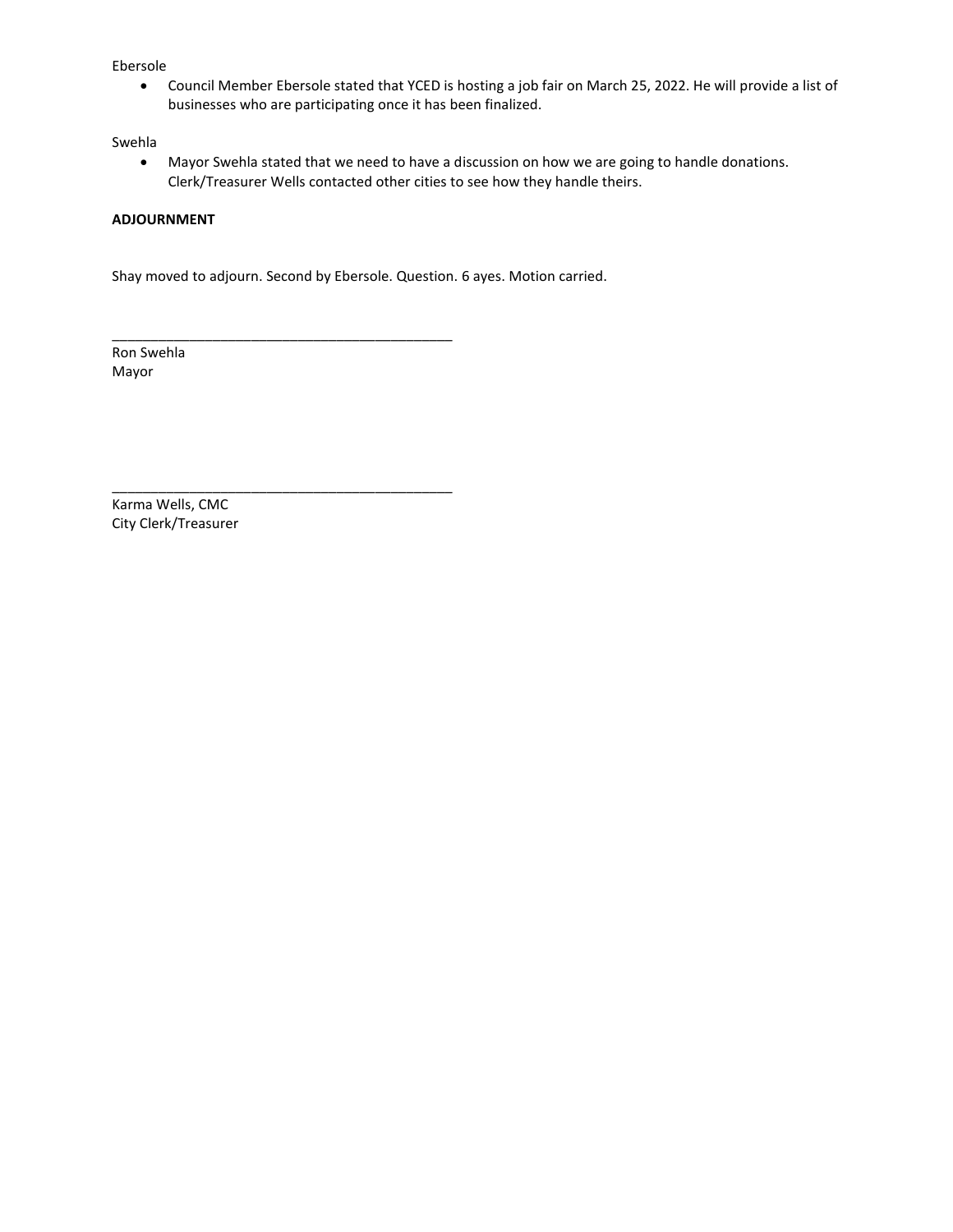Ebersole

- Council Member Ebersole stated that YCED is hosting a job fair on March 25, 2022. He will provide a list of businesses who are participating once it has been finalized.

Swehla

- Mayor Swehla stated that we need to have a discussion on how we are going to handle donations. Clerk/Treasurer Wells contacted other cities to see how they handle theirs.

**ADJOURNMENT**

Shay moved to adjourn. Second by Ebersole. Question. 6 ayes. Motion carried.

_____________________________________________
Ron Swehla
Mayor

_____________________________________________
Karma Wells, CMC
City Clerk/Treasurer